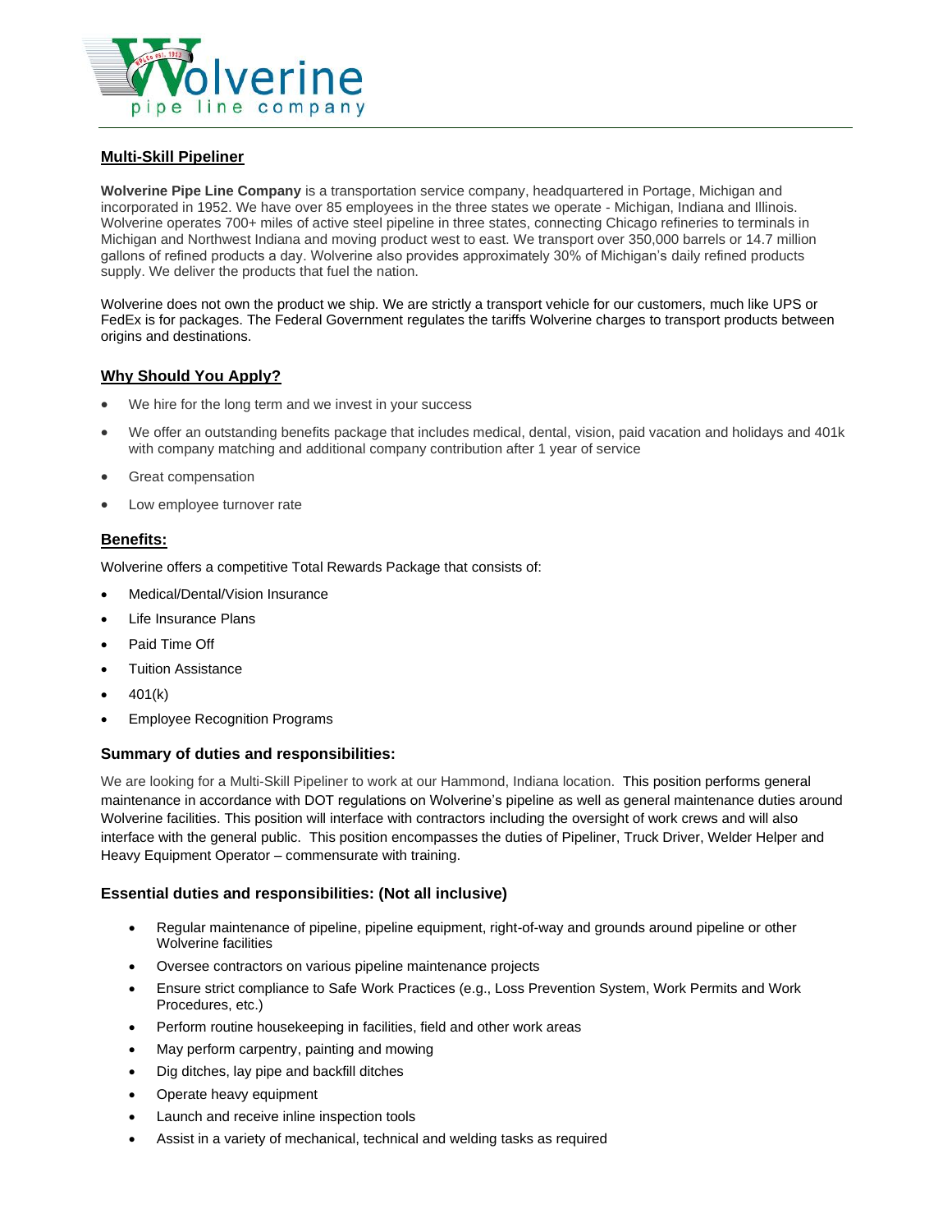Wolverine pipe line company

## Multi-Skill Pipeliner

**Wolverine Pipe Line Company** is a transportation service company, headquartered in Portage, Michigan and incorporated in 1952. We have over 85 employees in the three states we operate - Michigan, Indiana and Illinois. Wolverine operates 700+ miles of active steel pipeline in three states, connecting Chicago refineries to terminals in Michigan and Northwest Indiana and moving product west to east. We transport over 350,000 barrels or 14.7 million gallons of refined products a day. Wolverine also provides approximately 30% of Michigan's daily refined products supply. We deliver the products that fuel the nation.

Wolverine does not own the product we ship. We are strictly a transport vehicle for our customers, much like UPS or FedEx is for packages. The Federal Government regulates the tariffs Wolverine charges to transport products between origins and destinations.

## Why Should You Apply?

- We hire for the long term and we invest in your success
- We offer an outstanding benefits package that includes medical, dental, vision, paid vacation and holidays and 401k with company matching and additional company contribution after 1 year of service
- Great compensation
- Low employee turnover rate

## Benefits:

Wolverine offers a competitive Total Rewards Package that consists of:

- Medical/Dental/Vision Insurance
- Life Insurance Plans
- Paid Time Off
- Tuition Assistance
- 401(k)
- Employee Recognition Programs

### Summary of duties and responsibilities:

We are looking for a Multi-Skill Pipeliner to work at our Hammond, Indiana location. This position performs general maintenance in accordance with DOT regulations on Wolverine's pipeline as well as general maintenance duties around Wolverine facilities. This position will interface with contractors including the oversight of work crews and will also interface with the general public. This position encompasses the duties of Pipeliner, Truck Driver, Welder Helper and Heavy Equipment Operator – commensurate with training.

### Essential duties and responsibilities: (Not all inclusive)

- Regular maintenance of pipeline, pipeline equipment, right-of-way and grounds around pipeline or other Wolverine facilities
- Oversee contractors on various pipeline maintenance projects
- Ensure strict compliance to Safe Work Practices (e.g., Loss Prevention System, Work Permits and Work Procedures, etc.)
- Perform routine housekeeping in facilities, field and other work areas
- May perform carpentry, painting and mowing
- Dig ditches, lay pipe and backfill ditches
- Operate heavy equipment
- Launch and receive inline inspection tools
- Assist in a variety of mechanical, technical and welding tasks as required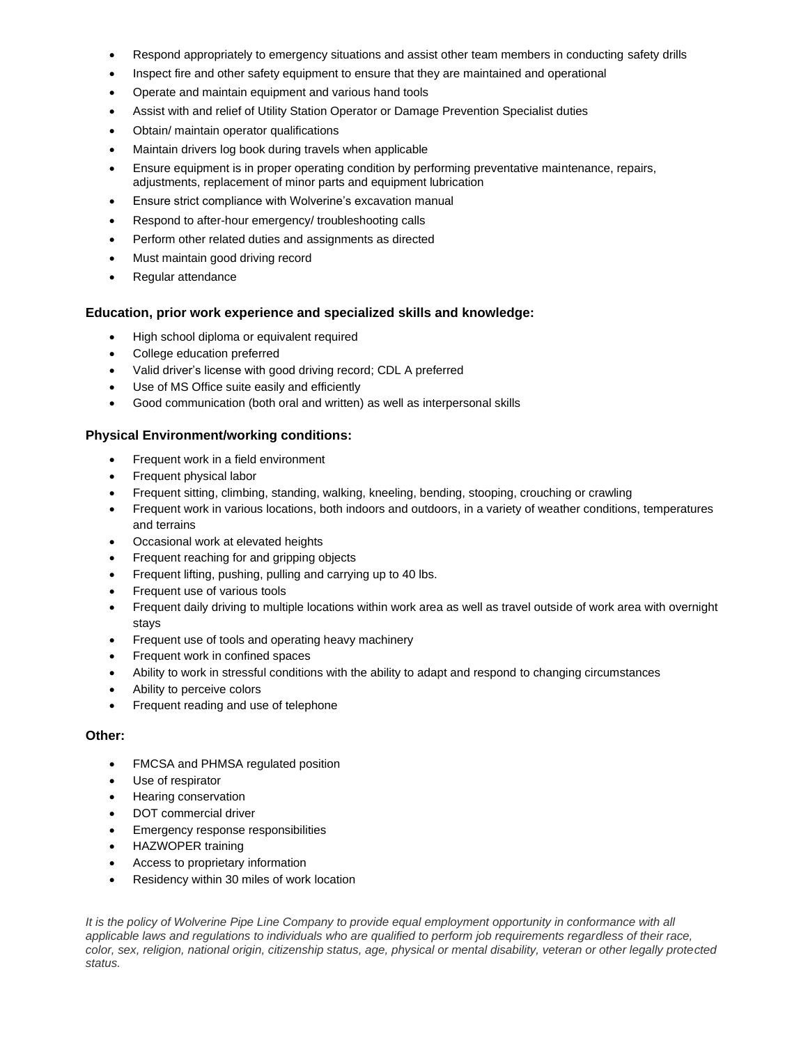- Respond appropriately to emergency situations and assist other team members in conducting safety drills
- Inspect fire and other safety equipment to ensure that they are maintained and operational
- Operate and maintain equipment and various hand tools
- Assist with and relief of Utility Station Operator or Damage Prevention Specialist duties
- Obtain/ maintain operator qualifications
- Maintain drivers log book during travels when applicable
- Ensure equipment is in proper operating condition by performing preventative maintenance, repairs, adjustments, replacement of minor parts and equipment lubrication
- Ensure strict compliance with Wolverine's excavation manual
- Respond to after-hour emergency/ troubleshooting calls
- Perform other related duties and assignments as directed
- Must maintain good driving record
- Regular attendance

**Education, prior work experience and specialized skills and knowledge:**

- High school diploma or equivalent required
- College education preferred
- Valid driver's license with good driving record; CDL A preferred
- Use of MS Office suite easily and efficiently
- Good communication (both oral and written) as well as interpersonal skills

**Physical Environment/working conditions:**

- Frequent work in a field environment
- Frequent physical labor
- Frequent sitting, climbing, standing, walking, kneeling, bending, stooping, crouching or crawling
- Frequent work in various locations, both indoors and outdoors, in a variety of weather conditions, temperatures and terrains
- Occasional work at elevated heights
- Frequent reaching for and gripping objects
- Frequent lifting, pushing, pulling and carrying up to 40 lbs.
- Frequent use of various tools
- Frequent daily driving to multiple locations within work area as well as travel outside of work area with overnight stays
- Frequent use of tools and operating heavy machinery
- Frequent work in confined spaces
- Ability to work in stressful conditions with the ability to adapt and respond to changing circumstances
- Ability to perceive colors
- Frequent reading and use of telephone

**Other:**

- FMCSA and PHMSA regulated position
- Use of respirator
- Hearing conservation
- DOT commercial driver
- Emergency response responsibilities
- HAZWOPER training
- Access to proprietary information
- Residency within 30 miles of work location

*It is the policy of Wolverine Pipe Line Company to provide equal employment opportunity in conformance with all applicable laws and regulations to individuals who are qualified to perform job requirements regardless of their race, color, sex, religion, national origin, citizenship status, age, physical or mental disability, veteran or other legally protected status.*